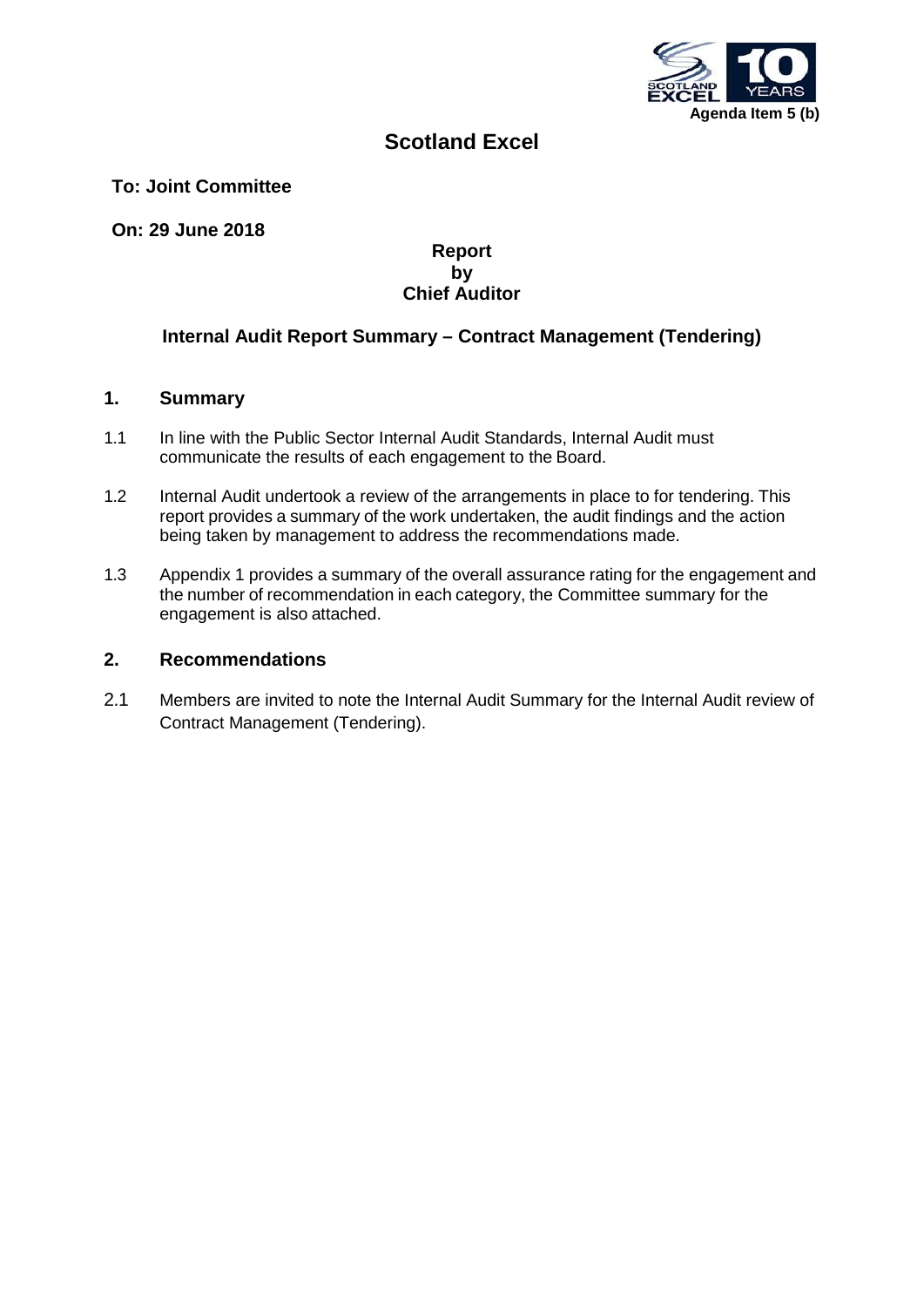Agenda Item 5 (b)

# Scotland Excel

**To: Joint Committee**

**On: 29 June 2018**

**Report**
**by**
**Chief Auditor**

## Internal Audit Report Summary – Contract Management (Tendering)

## 1. Summary

1.1 In line with the Public Sector Internal Audit Standards, Internal Audit must communicate the results of each engagement to the Board.

1.2 Internal Audit undertook a review of the arrangements in place to for tendering. This report provides a summary of the work undertaken, the audit findings and the action being taken by management to address the recommendations made.

1.3 Appendix 1 provides a summary of the overall assurance rating for the engagement and the number of recommendation in each category, the Committee summary for the engagement is also attached.

## 2. Recommendations

2.1 Members are invited to note the Internal Audit Summary for the Internal Audit review of Contract Management (Tendering).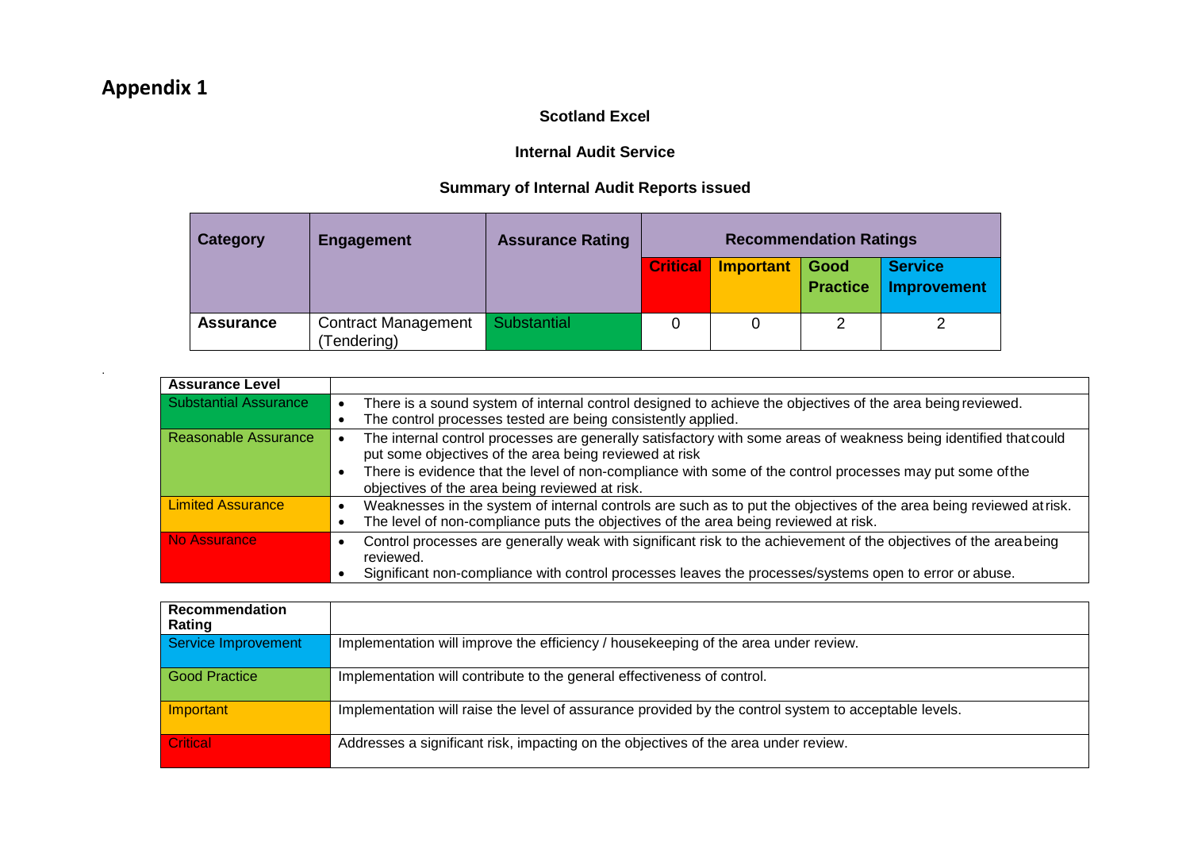# Appendix 1

**Scotland Excel**

**Internal Audit Service**

**Summary of Internal Audit Reports issued**

| Category | Engagement | Assurance Rating | Recommendation Ratings | | | |
|---|---|---|---|---|---|---|
| | | | Critical | Important | Good Practice | Service Improvement |
| **Assurance** | Contract Management (Tendering) | Substantial | 0 | 0 | 2 | 2 |

| Assurance Level | |
|---|---|
| Substantial Assurance | • There is a sound system of internal control designed to achieve the objectives of the area being reviewed.<br>• The control processes tested are being consistently applied. |
| Reasonable Assurance | • The internal control processes are generally satisfactory with some areas of weakness being identified that could put some objectives of the area being reviewed at risk<br>• There is evidence that the level of non-compliance with some of the control processes may put some of the objectives of the area being reviewed at risk. |
| Limited Assurance | • Weaknesses in the system of internal controls are such as to put the objectives of the area being reviewed at risk.<br>• The level of non-compliance puts the objectives of the area being reviewed at risk. |
| No Assurance | • Control processes are generally weak with significant risk to the achievement of the objectives of the area being reviewed.<br>• Significant non-compliance with control processes leaves the processes/systems open to error or abuse. |

| Recommendation Rating | |
|---|---|
| Service Improvement | Implementation will improve the efficiency / housekeeping of the area under review. |
| Good Practice | Implementation will contribute to the general effectiveness of control. |
| Important | Implementation will raise the level of assurance provided by the control system to acceptable levels. |
| Critical | Addresses a significant risk, impacting on the objectives of the area under review. |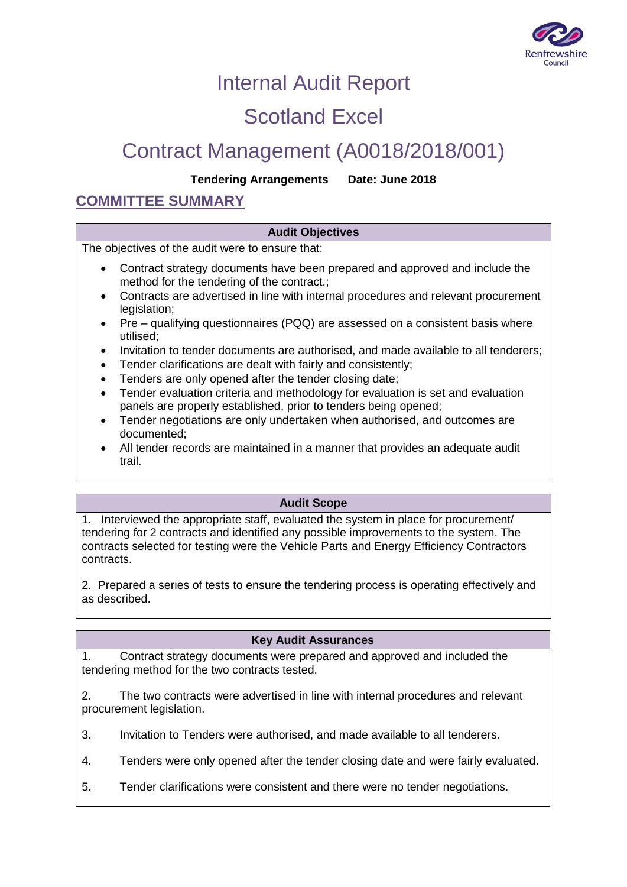# Internal Audit Report

# Scotland Excel

# Contract Management (A0018/2018/001)

**Tendering Arrangements      Date: June 2018**

## COMMITTEE SUMMARY

| Audit Objectives |
|---|
| The objectives of the audit were to ensure that:<br><br>• Contract strategy documents have been prepared and approved and include the method for the tendering of the contract.;<br>• Contracts are advertised in line with internal procedures and relevant procurement legislation;<br>• Pre – qualifying questionnaires (PQQ) are assessed on a consistent basis where utilised;<br>• Invitation to tender documents are authorised, and made available to all tenderers;<br>• Tender clarifications are dealt with fairly and consistently;<br>• Tenders are only opened after the tender closing date;<br>• Tender evaluation criteria and methodology for evaluation is set and evaluation panels are properly established, prior to tenders being opened;<br>• Tender negotiations are only undertaken when authorised, and outcomes are documented;<br>• All tender records are maintained in a manner that provides an adequate audit trail. |

| Audit Scope |
|---|
| 1. Interviewed the appropriate staff, evaluated the system in place for procurement/ tendering for 2 contracts and identified any possible improvements to the system. The contracts selected for testing were the Vehicle Parts and Energy Efficiency Contractors contracts.<br><br>2. Prepared a series of tests to ensure the tendering process is operating effectively and as described. |

| Key Audit Assurances |
|---|
| 1. Contract strategy documents were prepared and approved and included the tendering method for the two contracts tested.<br><br>2. The two contracts were advertised in line with internal procedures and relevant procurement legislation.<br><br>3. Invitation to Tenders were authorised, and made available to all tenderers.<br><br>4. Tenders were only opened after the tender closing date and were fairly evaluated.<br><br>5. Tender clarifications were consistent and there were no tender negotiations. |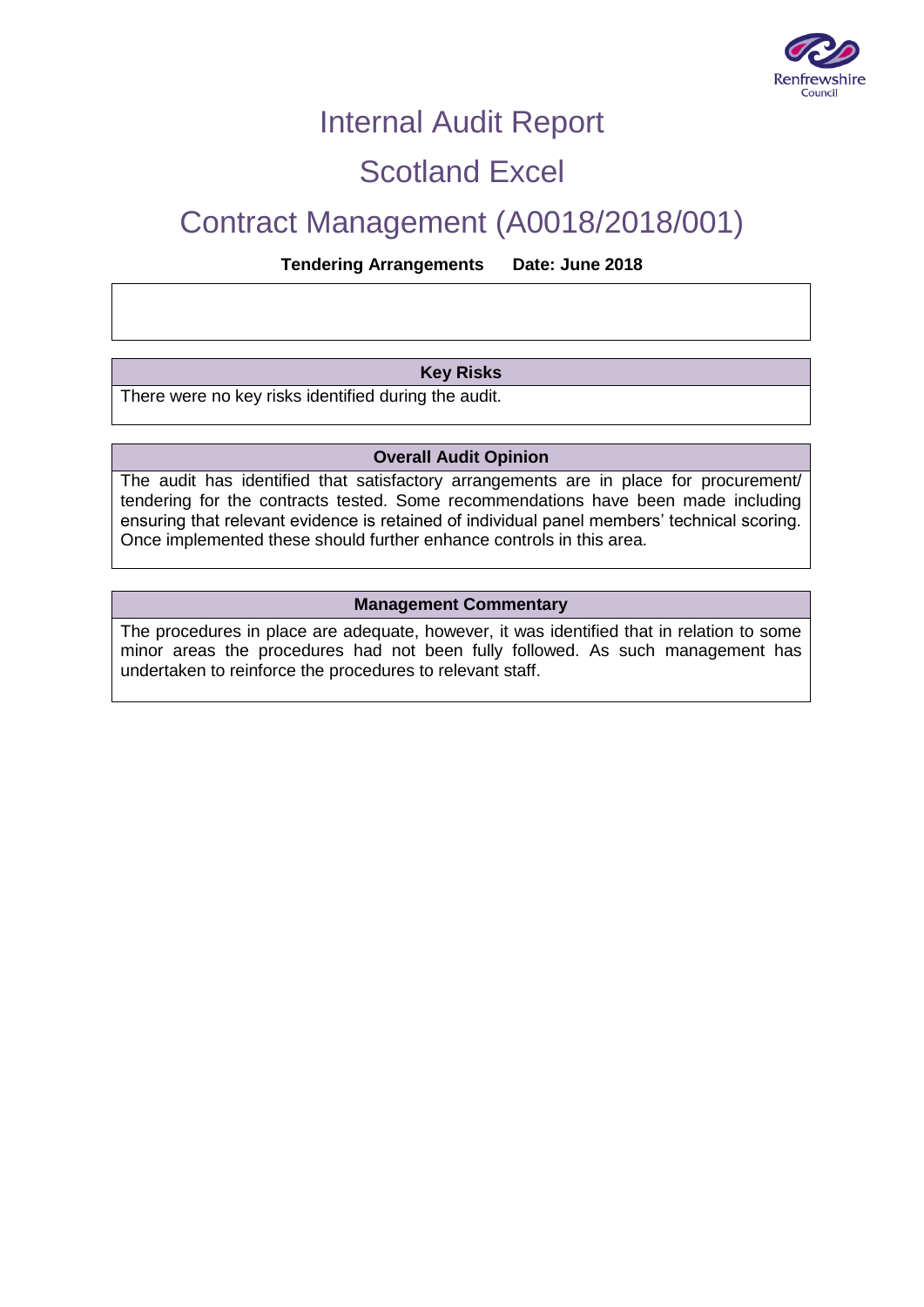# Internal Audit Report

# Scotland Excel

# Contract Management (A0018/2018/001)

**Tending Arrangements** **Date: June 2018**

**Key Risks**

There were no key risks identified during the audit.

**Overall Audit Opinion**

The audit has identified that satisfactory arrangements are in place for procurement/ tendering for the contracts tested. Some recommendations have been made including ensuring that relevant evidence is retained of individual panel members' technical scoring. Once implemented these should further enhance controls in this area.

**Management Commentary**

The procedures in place are adequate, however, it was identified that in relation to some minor areas the procedures had not been fully followed. As such management has undertaken to reinforce the procedures to relevant staff.